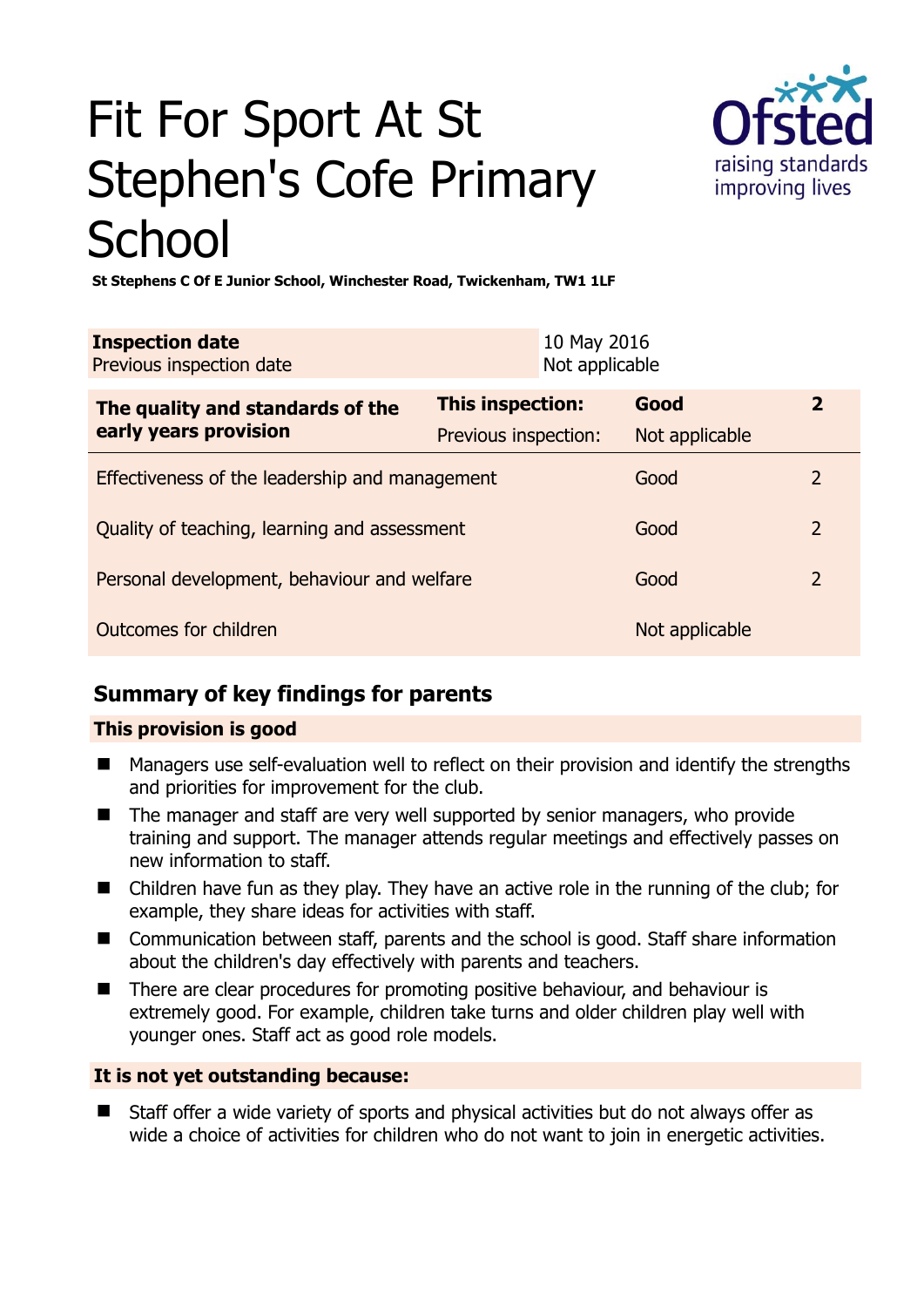# Fit For Sport At St Stephen's Cofe Primary School

**St Stephens C Of E Junior School, Winchester Road, Twickenham, TW1 1LF**

| **Inspection date** | 10 May 2016 |
|---|---|
| Previous inspection date | Not applicable |

| **The quality and standards of the early years provision** | **This inspection:** | **Good** | **2** |
|---|---|---|---|
| | Previous inspection: | Not applicable | |
| Effectiveness of the leadership and management | | Good | 2 |
| Quality of teaching, learning and assessment | | Good | 2 |
| Personal development, behaviour and welfare | | Good | 2 |
| Outcomes for children | | Not applicable | |

## Summary of key findings for parents

### This provision is good

- Managers use self-evaluation well to reflect on their provision and identify the strengths and priorities for improvement for the club.
- The manager and staff are very well supported by senior managers, who provide training and support. The manager attends regular meetings and effectively passes on new information to staff.
- Children have fun as they play. They have an active role in the running of the club; for example, they share ideas for activities with staff.
- Communication between staff, parents and the school is good. Staff share information about the children's day effectively with parents and teachers.
- There are clear procedures for promoting positive behaviour, and behaviour is extremely good. For example, children take turns and older children play well with younger ones. Staff act as good role models.

### It is not yet outstanding because:

- Staff offer a wide variety of sports and physical activities but do not always offer as wide a choice of activities for children who do not want to join in energetic activities.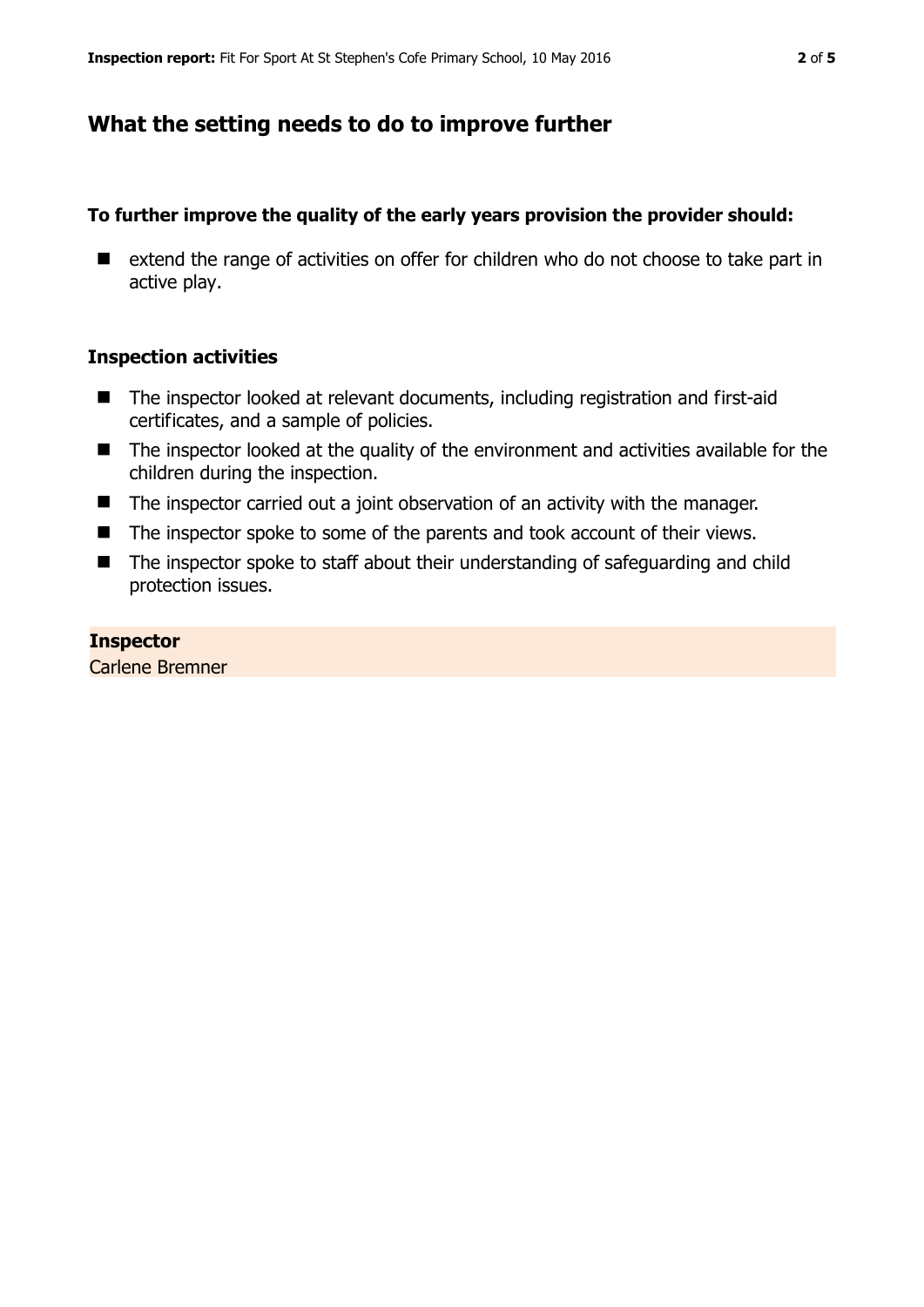## What the setting needs to do to improve further

**To further improve the quality of the early years provision the provider should:**

- extend the range of activities on offer for children who do not choose to take part in active play.

### Inspection activities

- The inspector looked at relevant documents, including registration and first-aid certificates, and a sample of policies.
- The inspector looked at the quality of the environment and activities available for the children during the inspection.
- The inspector carried out a joint observation of an activity with the manager.
- The inspector spoke to some of the parents and took account of their views.
- The inspector spoke to staff about their understanding of safeguarding and child protection issues.

**Inspector**
Carlene Bremner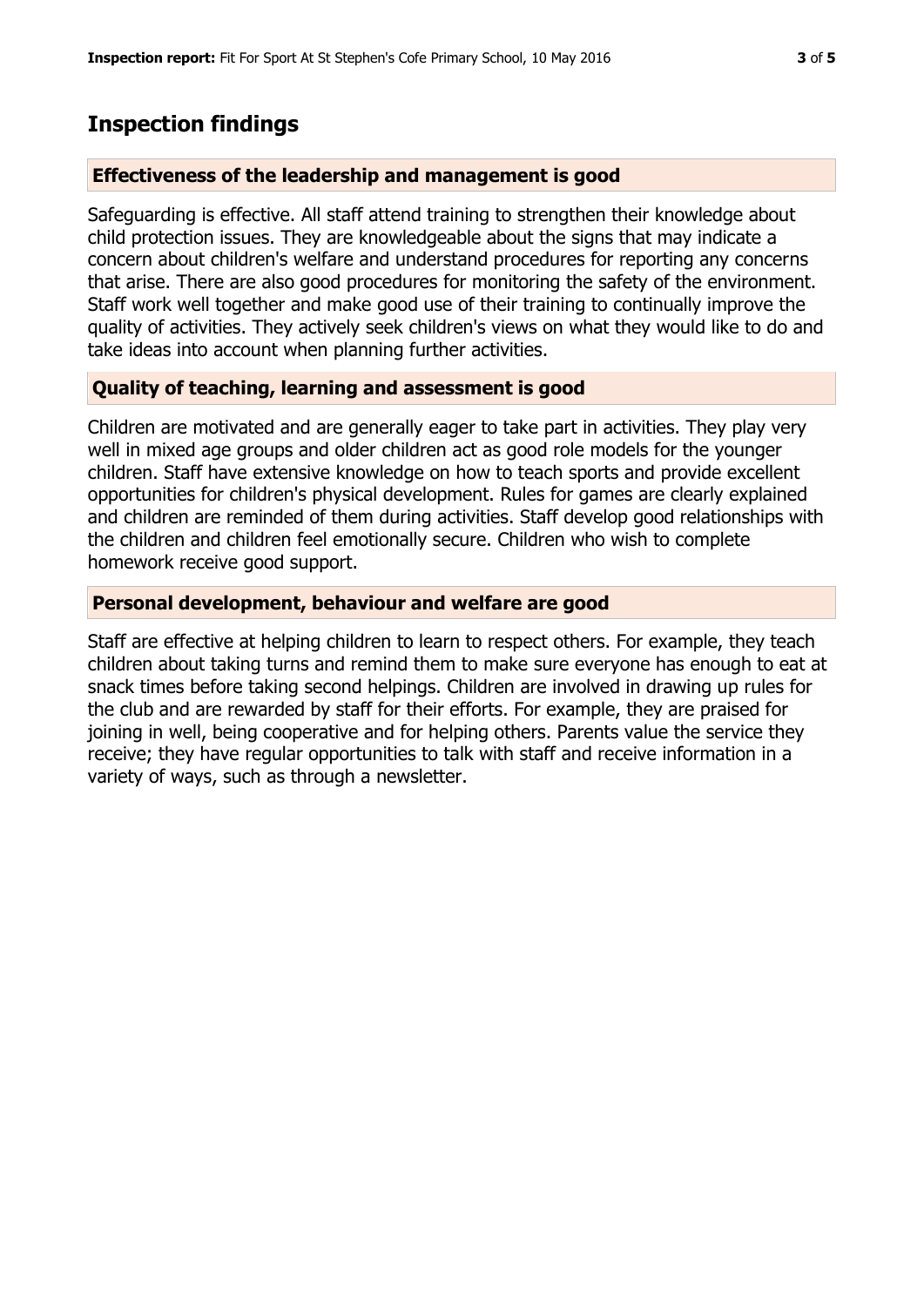## Inspection findings

### Effectiveness of the leadership and management is good

Safeguarding is effective. All staff attend training to strengthen their knowledge about child protection issues. They are knowledgeable about the signs that may indicate a concern about children's welfare and understand procedures for reporting any concerns that arise. There are also good procedures for monitoring the safety of the environment. Staff work well together and make good use of their training to continually improve the quality of activities. They actively seek children's views on what they would like to do and take ideas into account when planning further activities.

### Quality of teaching, learning and assessment is good

Children are motivated and are generally eager to take part in activities. They play very well in mixed age groups and older children act as good role models for the younger children. Staff have extensive knowledge on how to teach sports and provide excellent opportunities for children's physical development. Rules for games are clearly explained and children are reminded of them during activities. Staff develop good relationships with the children and children feel emotionally secure. Children who wish to complete homework receive good support.

### Personal development, behaviour and welfare are good

Staff are effective at helping children to learn to respect others. For example, they teach children about taking turns and remind them to make sure everyone has enough to eat at snack times before taking second helpings. Children are involved in drawing up rules for the club and are rewarded by staff for their efforts. For example, they are praised for joining in well, being cooperative and for helping others. Parents value the service they receive; they have regular opportunities to talk with staff and receive information in a variety of ways, such as through a newsletter.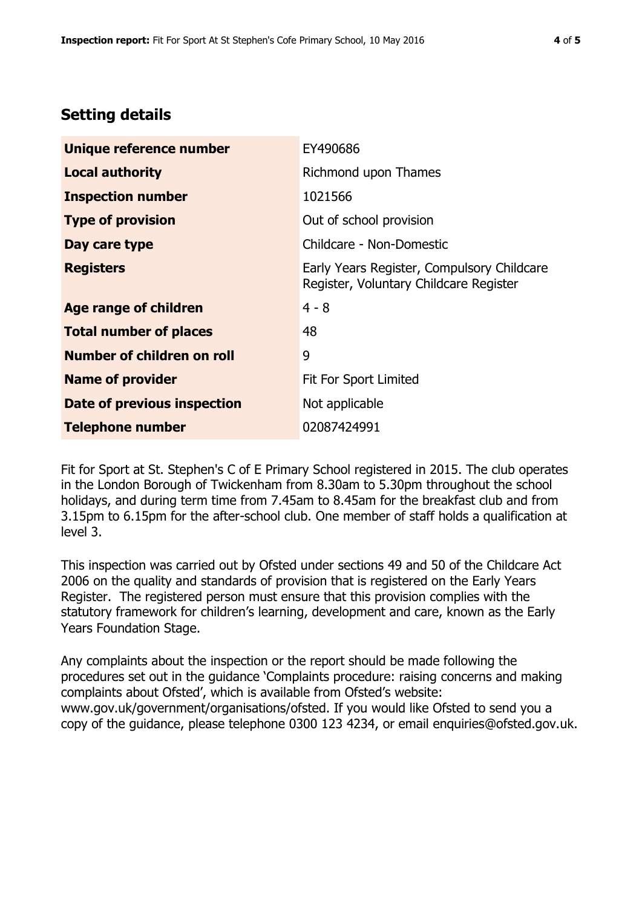## Setting details

| | |
|---|---|
| **Unique reference number** | EY490686 |
| **Local authority** | Richmond upon Thames |
| **Inspection number** | 1021566 |
| **Type of provision** | Out of school provision |
| **Day care type** | Childcare - Non-Domestic |
| **Registers** | Early Years Register, Compulsory Childcare Register, Voluntary Childcare Register |
| **Age range of children** | 4 - 8 |
| **Total number of places** | 48 |
| **Number of children on roll** | 9 |
| **Name of provider** | Fit For Sport Limited |
| **Date of previous inspection** | Not applicable |
| **Telephone number** | 02087424991 |

Fit for Sport at St. Stephen's C of E Primary School registered in 2015. The club operates in the London Borough of Twickenham from 8.30am to 5.30pm throughout the school holidays, and during term time from 7.45am to 8.45am for the breakfast club and from 3.15pm to 6.15pm for the after-school club. One member of staff holds a qualification at level 3.

This inspection was carried out by Ofsted under sections 49 and 50 of the Childcare Act 2006 on the quality and standards of provision that is registered on the Early Years Register. The registered person must ensure that this provision complies with the statutory framework for children's learning, development and care, known as the Early Years Foundation Stage.

Any complaints about the inspection or the report should be made following the procedures set out in the guidance 'Complaints procedure: raising concerns and making complaints about Ofsted', which is available from Ofsted's website: www.gov.uk/government/organisations/ofsted. If you would like Ofsted to send you a copy of the guidance, please telephone 0300 123 4234, or email enquiries@ofsted.gov.uk.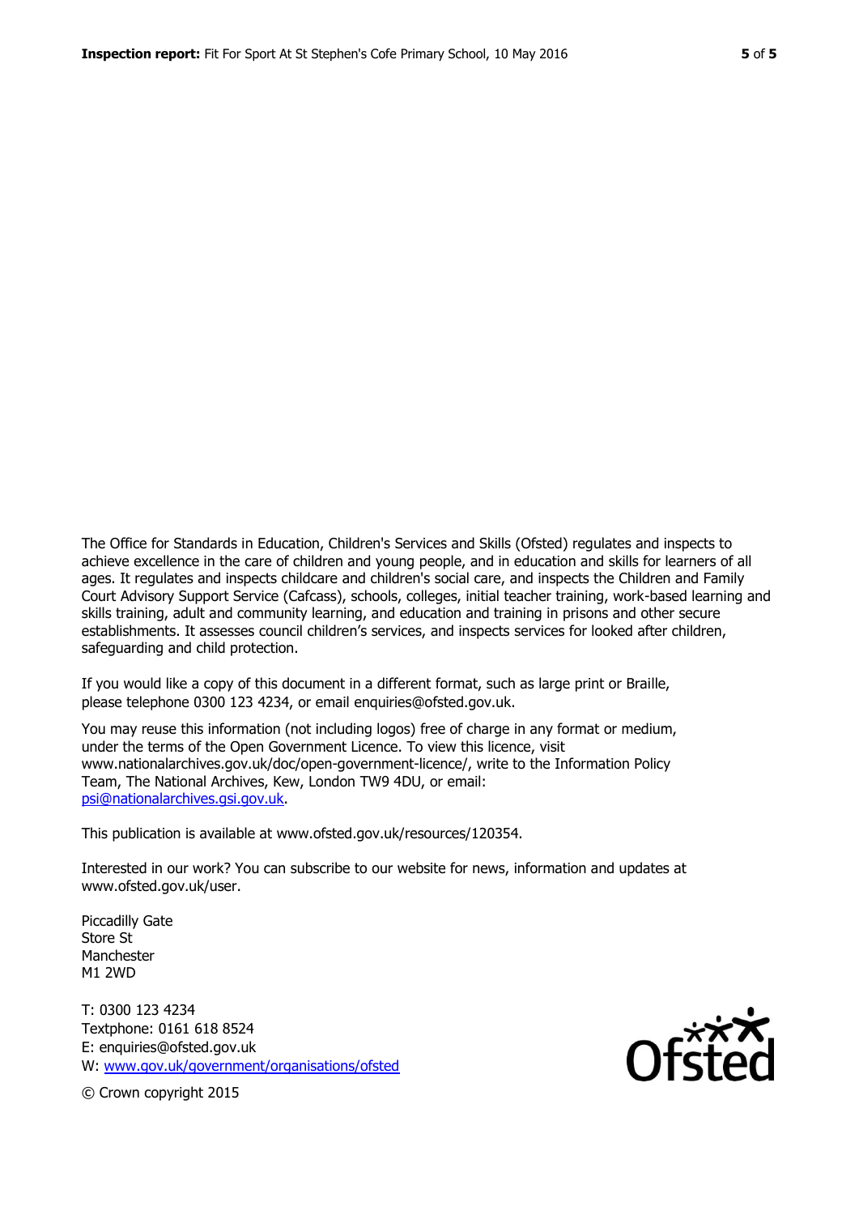The Office for Standards in Education, Children's Services and Skills (Ofsted) regulates and inspects to achieve excellence in the care of children and young people, and in education and skills for learners of all ages. It regulates and inspects childcare and children's social care, and inspects the Children and Family Court Advisory Support Service (Cafcass), schools, colleges, initial teacher training, work-based learning and skills training, adult and community learning, and education and training in prisons and other secure establishments. It assesses council children's services, and inspects services for looked after children, safeguarding and child protection.

If you would like a copy of this document in a different format, such as large print or Braille, please telephone 0300 123 4234, or email enquiries@ofsted.gov.uk.

You may reuse this information (not including logos) free of charge in any format or medium, under the terms of the Open Government Licence. To view this licence, visit www.nationalarchives.gov.uk/doc/open-government-licence/, write to the Information Policy Team, The National Archives, Kew, London TW9 4DU, or email: psi@nationalarchives.gsi.gov.uk.

This publication is available at www.ofsted.gov.uk/resources/120354.

Interested in our work? You can subscribe to our website for news, information and updates at www.ofsted.gov.uk/user.

Piccadilly Gate
Store St
Manchester
M1 2WD

T: 0300 123 4234
Textphone: 0161 618 8524
E: enquiries@ofsted.gov.uk
W: www.gov.uk/government/organisations/ofsted

© Crown copyright 2015

Ofsted